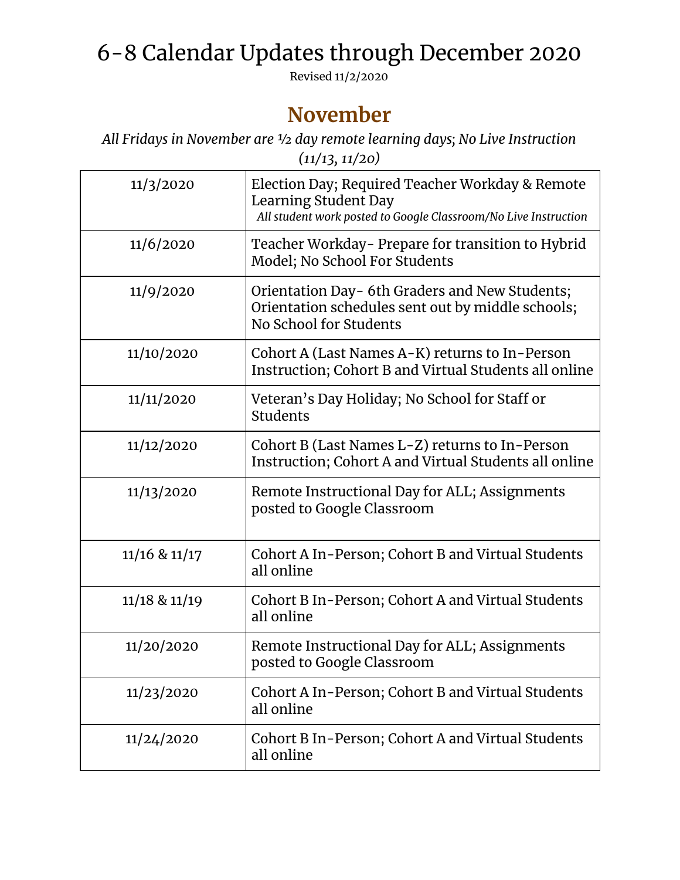# 6-8 Calendar Updates through December 2020

Revised 11/2/2020

## November

*All Fridays in November are ½ day remote learning days; No Live Instruction (11/13, 11/20)*

| Date | Details |
|---|---|
| 11/3/2020 | Election Day; Required Teacher Workday & Remote Learning Student Day<br>*All student work posted to Google Classroom/No Live Instruction* |
| 11/6/2020 | Teacher Workday- Prepare for transition to Hybrid Model; No School For Students |
| 11/9/2020 | Orientation Day- 6th Graders and New Students; Orientation schedules sent out by middle schools; No School for Students |
| 11/10/2020 | Cohort A (Last Names A-K) returns to In-Person Instruction; Cohort B and Virtual Students all online |
| 11/11/2020 | Veteran's Day Holiday; No School for Staff or Students |
| 11/12/2020 | Cohort B (Last Names L-Z) returns to In-Person Instruction; Cohort A and Virtual Students all online |
| 11/13/2020 | Remote Instructional Day for ALL; Assignments posted to Google Classroom |
| 11/16 & 11/17 | Cohort A In-Person; Cohort B and Virtual Students all online |
| 11/18 & 11/19 | Cohort B In-Person; Cohort A and Virtual Students all online |
| 11/20/2020 | Remote Instructional Day for ALL; Assignments posted to Google Classroom |
| 11/23/2020 | Cohort A In-Person; Cohort B and Virtual Students all online |
| 11/24/2020 | Cohort B In-Person; Cohort A and Virtual Students all online |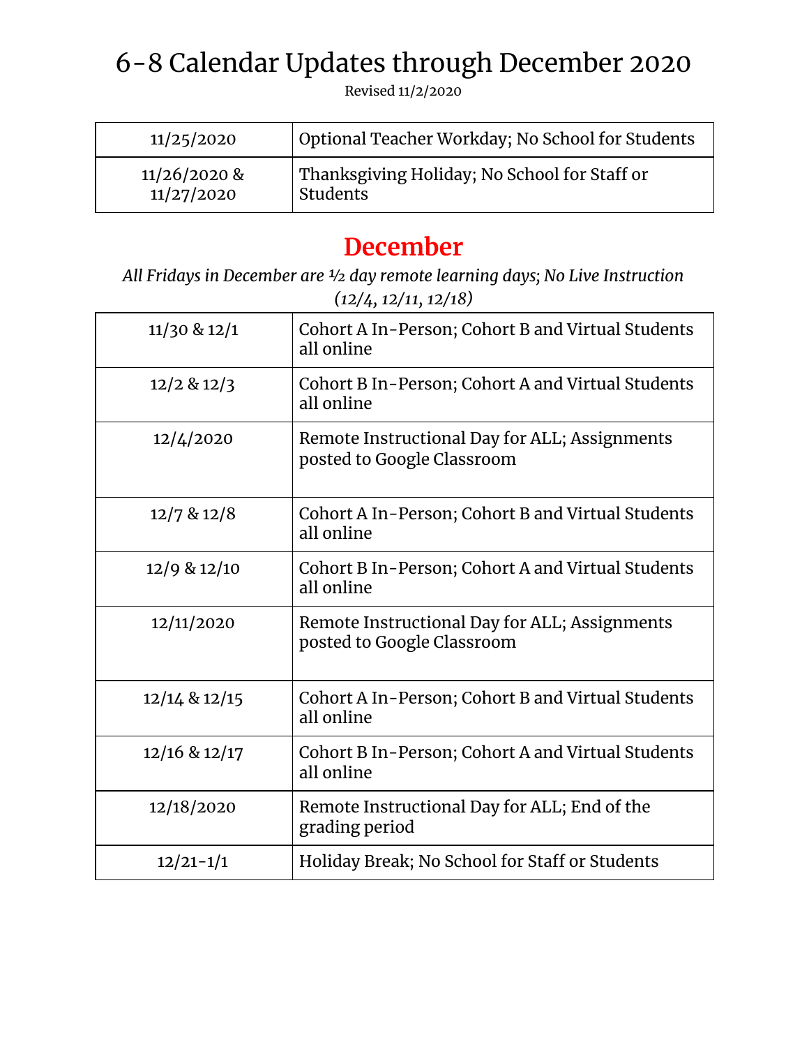# 6-8 Calendar Updates through December 2020

Revised 11/2/2020

| | |
|---|---|
| 11/25/2020 | Optional Teacher Workday; No School for Students |
| 11/26/2020 & 11/27/2020 | Thanksgiving Holiday; No School for Staff or Students |

## December

*All Fridays in December are ½ day remote learning days; No Live Instruction (12/4, 12/11, 12/18)*

| | |
|---|---|
| 11/30 & 12/1 | Cohort A In-Person; Cohort B and Virtual Students all online |
| 12/2 & 12/3 | Cohort B In-Person; Cohort A and Virtual Students all online |
| 12/4/2020 | Remote Instructional Day for ALL; Assignments posted to Google Classroom |
| 12/7 & 12/8 | Cohort A In-Person; Cohort B and Virtual Students all online |
| 12/9 & 12/10 | Cohort B In-Person; Cohort A and Virtual Students all online |
| 12/11/2020 | Remote Instructional Day for ALL; Assignments posted to Google Classroom |
| 12/14 & 12/15 | Cohort A In-Person; Cohort B and Virtual Students all online |
| 12/16 & 12/17 | Cohort B In-Person; Cohort A and Virtual Students all online |
| 12/18/2020 | Remote Instructional Day for ALL; End of the grading period |
| 12/21-1/1 | Holiday Break; No School for Staff or Students |